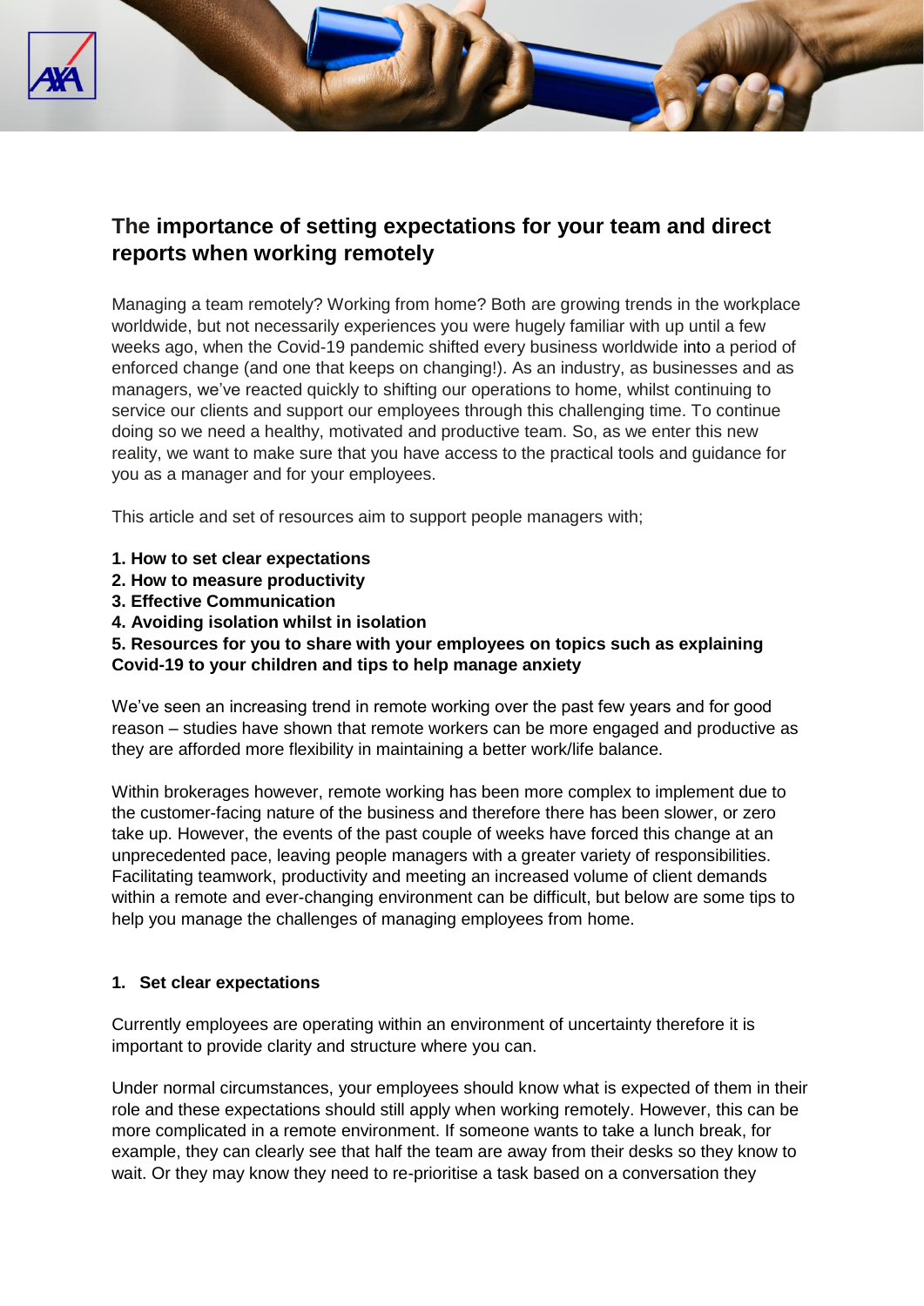# The importance of setting expectations for your team and direct reports when working remotely

Managing a team remotely? Working from home? Both are growing trends in the workplace worldwide, but not necessarily experiences you were hugely familiar with up until a few weeks ago, when the Covid-19 pandemic shifted every business worldwide into a period of enforced change (and one that keeps on changing!). As an industry, as businesses and as managers, we've reacted quickly to shifting our operations to home, whilst continuing to service our clients and support our employees through this challenging time. To continue doing so we need a healthy, motivated and productive team. So, as we enter this new reality, we want to make sure that you have access to the practical tools and guidance for you as a manager and for your employees.

This article and set of resources aim to support people managers with;

**1. How to set clear expectations**
**2. How to measure productivity**
**3. Effective Communication**
**4. Avoiding isolation whilst in isolation**
**5. Resources for you to share with your employees on topics such as explaining Covid-19 to your children and tips to help manage anxiety**

We've seen an increasing trend in remote working over the past few years and for good reason – studies have shown that remote workers can be more engaged and productive as they are afforded more flexibility in maintaining a better work/life balance.

Within brokerages however, remote working has been more complex to implement due to the customer-facing nature of the business and therefore there has been slower, or zero take up. However, the events of the past couple of weeks have forced this change at an unprecedented pace, leaving people managers with a greater variety of responsibilities. Facilitating teamwork, productivity and meeting an increased volume of client demands within a remote and ever-changing environment can be difficult, but below are some tips to help you manage the challenges of managing employees from home.

## 1. Set clear expectations

Currently employees are operating within an environment of uncertainty therefore it is important to provide clarity and structure where you can.

Under normal circumstances, your employees should know what is expected of them in their role and these expectations should still apply when working remotely. However, this can be more complicated in a remote environment. If someone wants to take a lunch break, for example, they can clearly see that half the team are away from their desks so they know to wait. Or they may know they need to re-prioritise a task based on a conversation they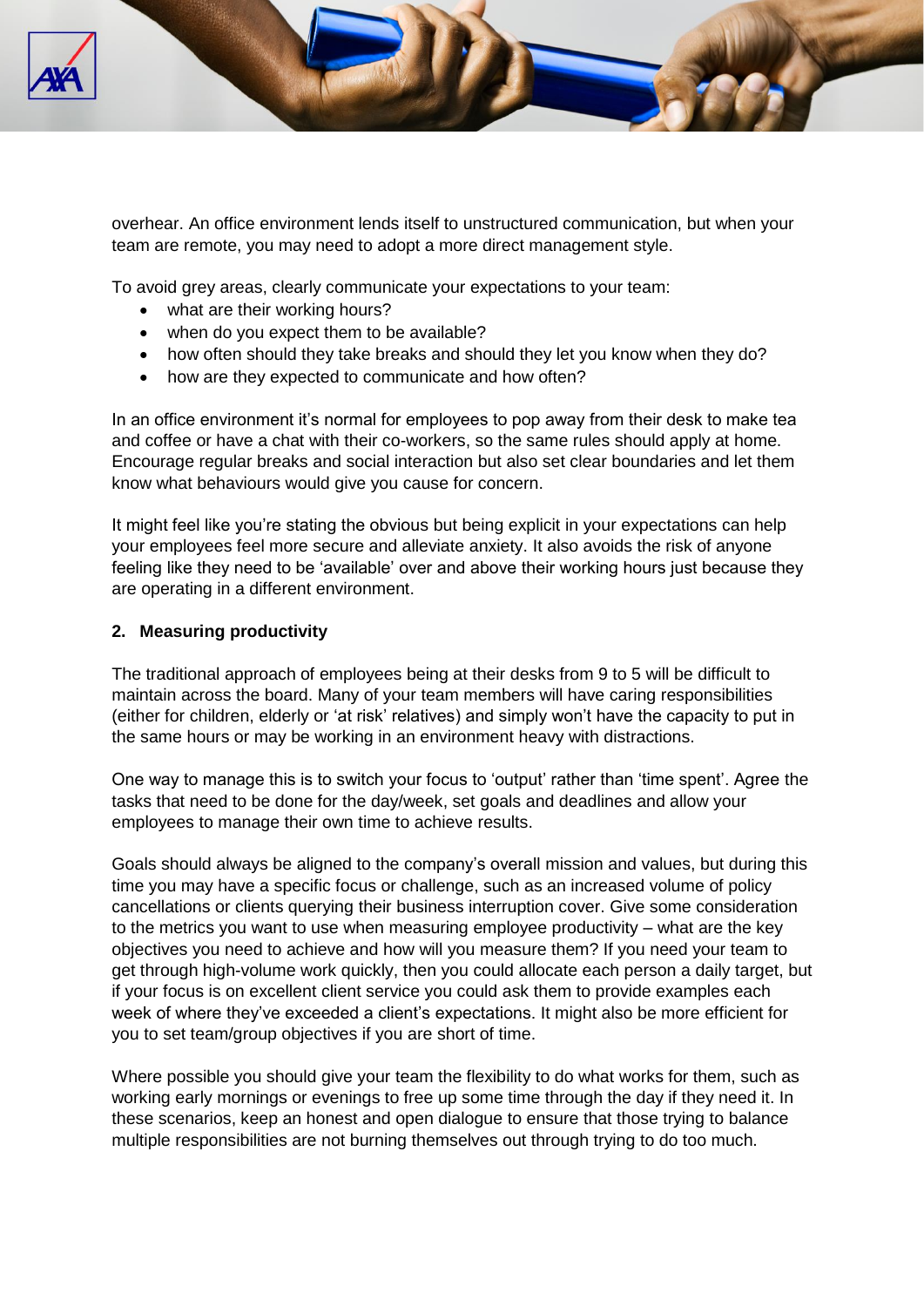overhear. An office environment lends itself to unstructured communication, but when your team are remote, you may need to adopt a more direct management style.

To avoid grey areas, clearly communicate your expectations to your team:

- what are their working hours?
- when do you expect them to be available?
- how often should they take breaks and should they let you know when they do?
- how are they expected to communicate and how often?

In an office environment it's normal for employees to pop away from their desk to make tea and coffee or have a chat with their co-workers, so the same rules should apply at home. Encourage regular breaks and social interaction but also set clear boundaries and let them know what behaviours would give you cause for concern.

It might feel like you're stating the obvious but being explicit in your expectations can help your employees feel more secure and alleviate anxiety. It also avoids the risk of anyone feeling like they need to be 'available' over and above their working hours just because they are operating in a different environment.

## 2. Measuring productivity

The traditional approach of employees being at their desks from 9 to 5 will be difficult to maintain across the board. Many of your team members will have caring responsibilities (either for children, elderly or 'at risk' relatives) and simply won't have the capacity to put in the same hours or may be working in an environment heavy with distractions.

One way to manage this is to switch your focus to 'output' rather than 'time spent'. Agree the tasks that need to be done for the day/week, set goals and deadlines and allow your employees to manage their own time to achieve results.

Goals should always be aligned to the company's overall mission and values, but during this time you may have a specific focus or challenge, such as an increased volume of policy cancellations or clients querying their business interruption cover. Give some consideration to the metrics you want to use when measuring employee productivity – what are the key objectives you need to achieve and how will you measure them? If you need your team to get through high-volume work quickly, then you could allocate each person a daily target, but if your focus is on excellent client service you could ask them to provide examples each week of where they've exceeded a client's expectations. It might also be more efficient for you to set team/group objectives if you are short of time.

Where possible you should give your team the flexibility to do what works for them, such as working early mornings or evenings to free up some time through the day if they need it. In these scenarios, keep an honest and open dialogue to ensure that those trying to balance multiple responsibilities are not burning themselves out through trying to do too much.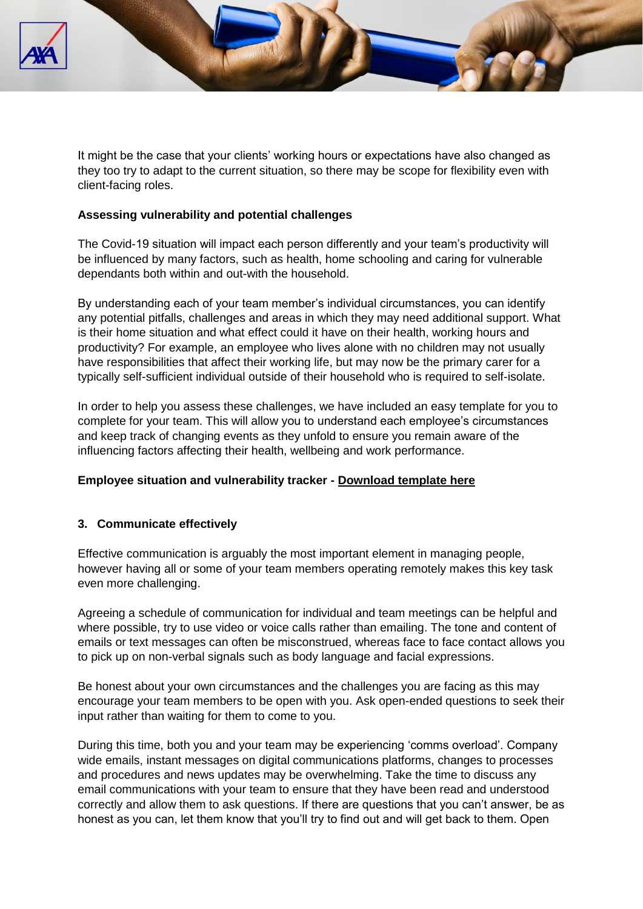It might be the case that your clients' working hours or expectations have also changed as they too try to adapt to the current situation, so there may be scope for flexibility even with client-facing roles.

**Assessing vulnerability and potential challenges**

The Covid-19 situation will impact each person differently and your team's productivity will be influenced by many factors, such as health, home schooling and caring for vulnerable dependants both within and out-with the household.

By understanding each of your team member's individual circumstances, you can identify any potential pitfalls, challenges and areas in which they may need additional support. What is their home situation and what effect could it have on their health, working hours and productivity? For example, an employee who lives alone with no children may not usually have responsibilities that affect their working life, but may now be the primary carer for a typically self-sufficient individual outside of their household who is required to self-isolate.

In order to help you assess these challenges, we have included an easy template for you to complete for your team. This will allow you to understand each employee's circumstances and keep track of changing events as they unfold to ensure you remain aware of the influencing factors affecting their health, wellbeing and work performance.

**Employee situation and vulnerability tracker - Download template here**

## 3. Communicate effectively

Effective communication is arguably the most important element in managing people, however having all or some of your team members operating remotely makes this key task even more challenging.

Agreeing a schedule of communication for individual and team meetings can be helpful and where possible, try to use video or voice calls rather than emailing. The tone and content of emails or text messages can often be misconstrued, whereas face to face contact allows you to pick up on non-verbal signals such as body language and facial expressions.

Be honest about your own circumstances and the challenges you are facing as this may encourage your team members to be open with you. Ask open-ended questions to seek their input rather than waiting for them to come to you.

During this time, both you and your team may be experiencing 'comms overload'. Company wide emails, instant messages on digital communications platforms, changes to processes and procedures and news updates may be overwhelming. Take the time to discuss any email communications with your team to ensure that they have been read and understood correctly and allow them to ask questions. If there are questions that you can't answer, be as honest as you can, let them know that you'll try to find out and will get back to them. Open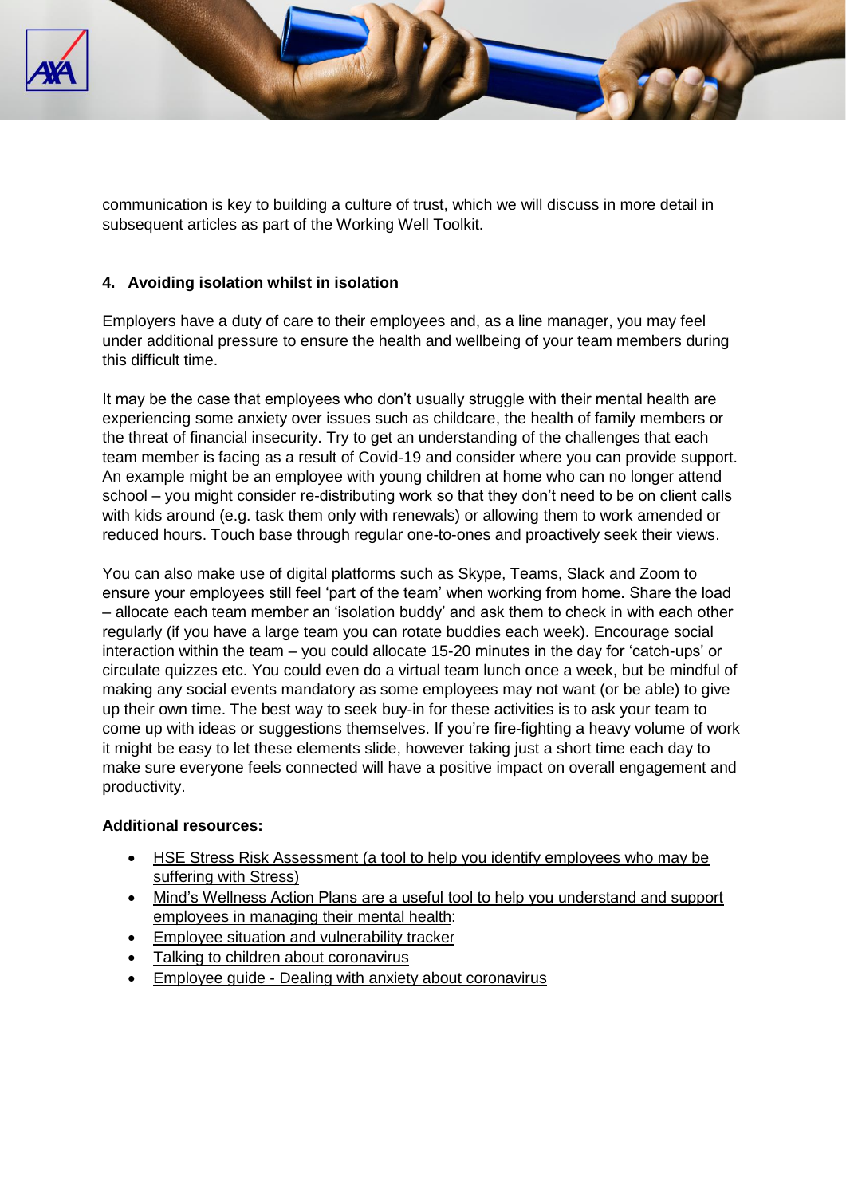communication is key to building a culture of trust, which we will discuss in more detail in subsequent articles as part of the Working Well Toolkit.

#### 4. Avoiding isolation whilst in isolation

Employers have a duty of care to their employees and, as a line manager, you may feel under additional pressure to ensure the health and wellbeing of your team members during this difficult time.

It may be the case that employees who don't usually struggle with their mental health are experiencing some anxiety over issues such as childcare, the health of family members or the threat of financial insecurity. Try to get an understanding of the challenges that each team member is facing as a result of Covid-19 and consider where you can provide support. An example might be an employee with young children at home who can no longer attend school – you might consider re-distributing work so that they don't need to be on client calls with kids around (e.g. task them only with renewals) or allowing them to work amended or reduced hours. Touch base through regular one-to-ones and proactively seek their views.

You can also make use of digital platforms such as Skype, Teams, Slack and Zoom to ensure your employees still feel 'part of the team' when working from home. Share the load – allocate each team member an 'isolation buddy' and ask them to check in with each other regularly (if you have a large team you can rotate buddies each week). Encourage social interaction within the team – you could allocate 15-20 minutes in the day for 'catch-ups' or circulate quizzes etc. You could even do a virtual team lunch once a week, but be mindful of making any social events mandatory as some employees may not want (or be able) to give up their own time. The best way to seek buy-in for these activities is to ask your team to come up with ideas or suggestions themselves. If you're fire-fighting a heavy volume of work it might be easy to let these elements slide, however taking just a short time each day to make sure everyone feels connected will have a positive impact on overall engagement and productivity.

**Additional resources:**

- HSE Stress Risk Assessment (a tool to help you identify employees who may be suffering with Stress)
- Mind's Wellness Action Plans are a useful tool to help you understand and support employees in managing their mental health:
- Employee situation and vulnerability tracker
- Talking to children about coronavirus
- Employee guide - Dealing with anxiety about coronavirus